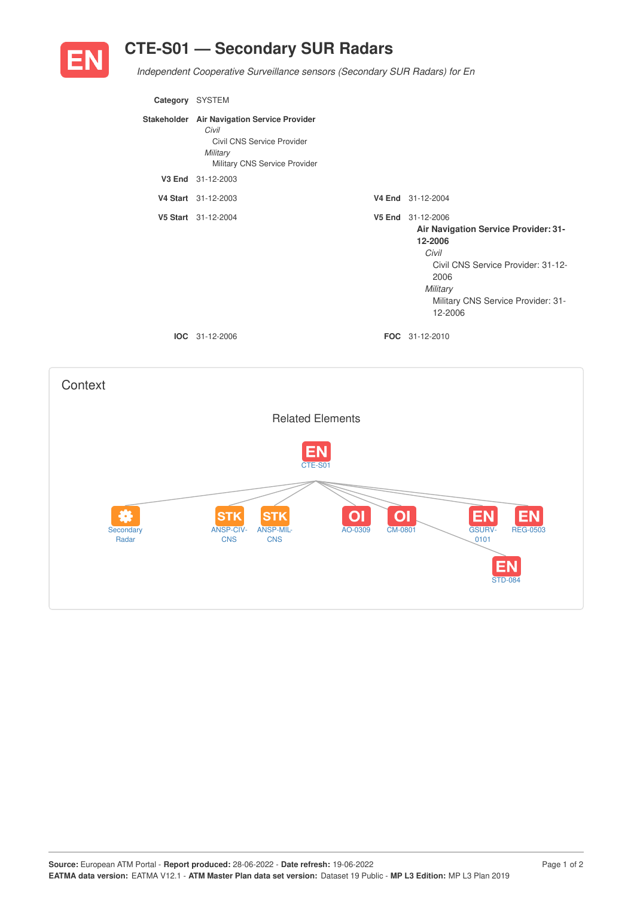# EN CTE-S01 — Secondary SUR Radars

*Independent Cooperative Surveillance sensors (Secondary SUR Radars) for En*

**Category** SYSTEM

**Stakeholder** **Air Navigation Service Provider**
*Civil*
Civil CNS Service Provider
*Military*
Military CNS Service Provider

**V3 End** 31-12-2003

**V4 Start** 31-12-2003 **V4 End** 31-12-2004

**V5 Start** 31-12-2004 **V5 End** 31-12-2006
**Air Navigation Service Provider: 31-12-2006**
*Civil*
Civil CNS Service Provider: 31-12-2006
*Military*
Military CNS Service Provider: 31-12-2006

**IOC** 31-12-2006 **FOC** 31-12-2010

## Context

### Related Elements

CTE-S01

Secondary Radar · ANSP-CIV-CNS · ANSP-MIL-CNS · AO-0309 · CM-0801 · GSURV-0101 · REG-0503 · STD-084

Source: European ATM Portal - **Report produced:** 28-06-2022 - **Date refresh:** 19-06-2022
**EATMA data version:** EATMA V12.1 - **ATM Master Plan data set version:** Dataset 19 Public - **MP L3 Edition:** MP L3 Plan 2019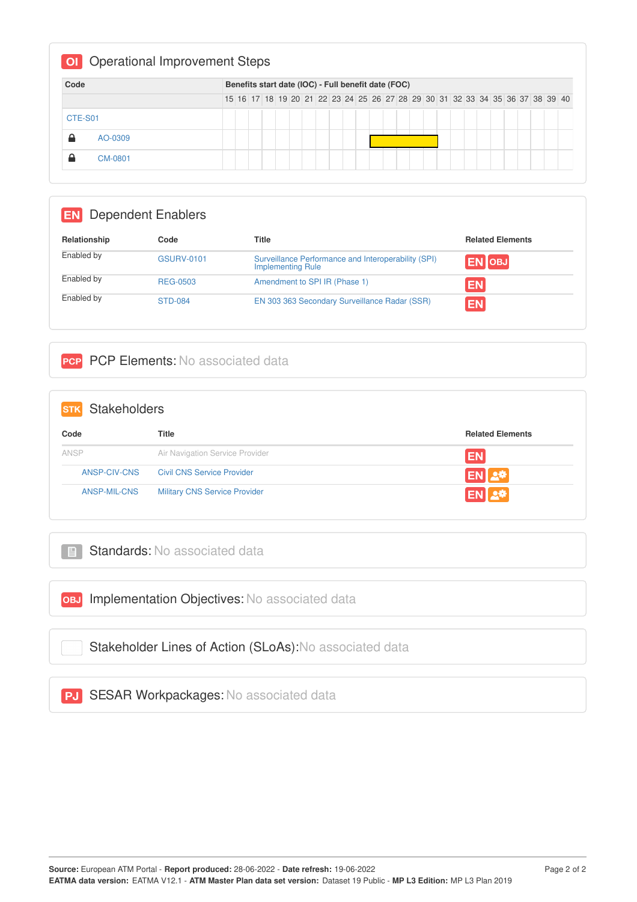## OI Operational Improvement Steps

| Code | Benefits start date (IOC) - Full benefit date (FOC) |
|---|---|
| | 15 16 17 18 19 20 21 22 23 24 25 26 27 28 29 30 31 32 33 34 35 36 37 38 39 40 |
| CTE-S01 | |
| AO-0309 | |
| CM-0801 | |

## EN Dependent Enablers

| Relationship | Code | Title | Related Elements |
|---|---|---|---|
| Enabled by | GSURV-0101 | Surveillance Performance and Interoperability (SPI) Implementing Rule | EN OBJ |
| Enabled by | REG-0503 | Amendment to SPI IR (Phase 1) | EN |
| Enabled by | STD-084 | EN 303 363 Secondary Surveillance Radar (SSR) | EN |

## PCP PCP Elements: No associated data

## STK Stakeholders

| Code | Title | Related Elements |
|---|---|---|
| ANSP | Air Navigation Service Provider | EN |
| ANSP-CIV-CNS | Civil CNS Service Provider | EN |
| ANSP-MIL-CNS | Military CNS Service Provider | EN |

## Standards: No associated data

## OBJ Implementation Objectives: No associated data

## Stakeholder Lines of Action (SLoAs): No associated data

## PJ SESAR Workpackages: No associated data

**Source:** European ATM Portal - **Report produced:** 28-06-2022 - **Date refresh:** 19-06-2022
**EATMA data version:** EATMA V12.1 - **ATM Master Plan data set version:** Dataset 19 Public - **MP L3 Edition:** MP L3 Plan 2019